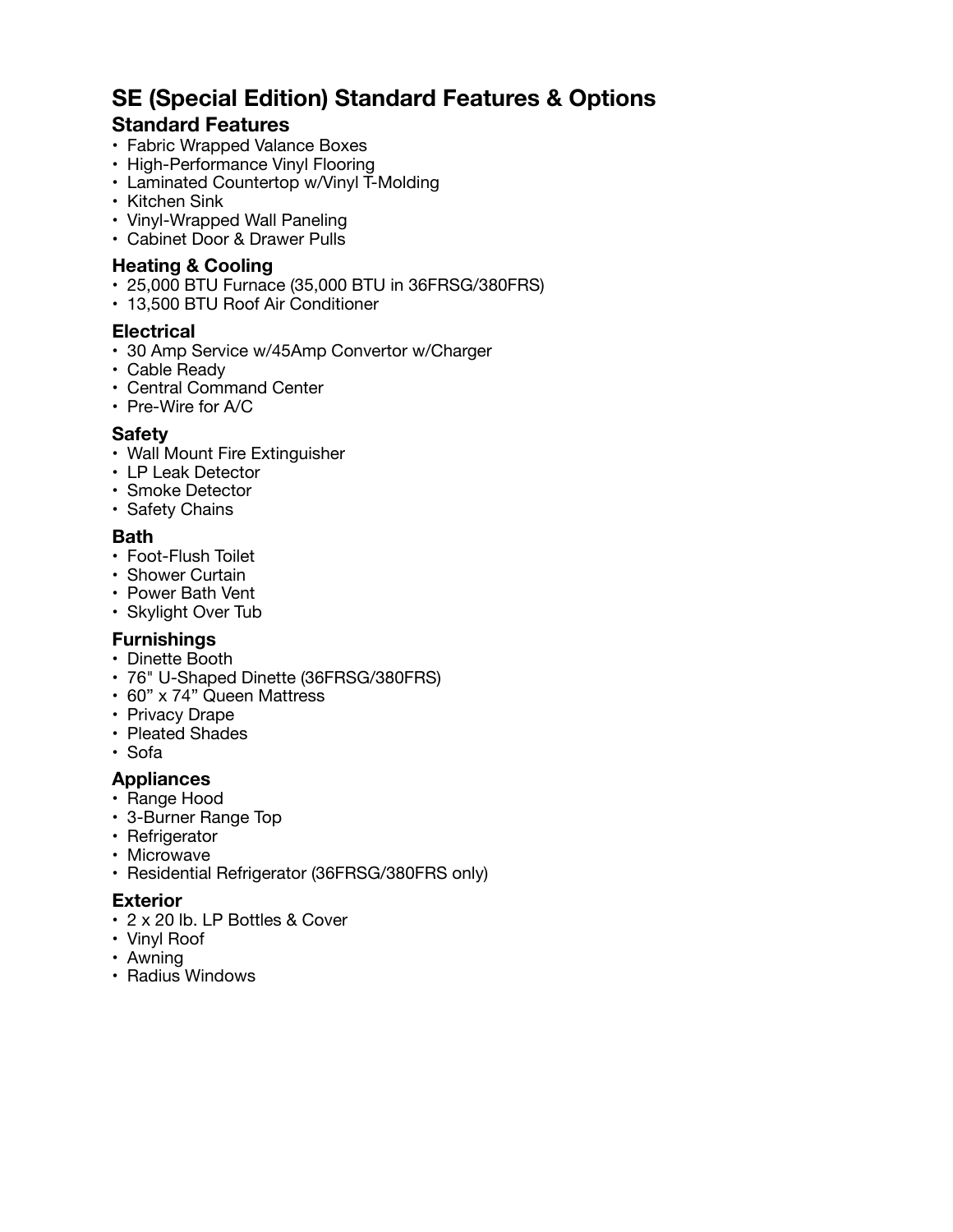# SE (Special Edition) Standard Features & Options

## Standard Features

- Fabric Wrapped Valance Boxes
- High-Performance Vinyl Flooring
- Laminated Countertop w/Vinyl T-Molding
- Kitchen Sink
- Vinyl-Wrapped Wall Paneling
- Cabinet Door & Drawer Pulls

### Heating & Cooling

- 25,000 BTU Furnace (35,000 BTU in 36FRSG/380FRS)
- 13,500 BTU Roof Air Conditioner

### Electrical

- 30 Amp Service w/45Amp Convertor w/Charger
- Cable Ready
- Central Command Center
- Pre-Wire for A/C

### Safety

- Wall Mount Fire Extinguisher
- LP Leak Detector
- Smoke Detector
- Safety Chains

### Bath

- Foot-Flush Toilet
- Shower Curtain
- Power Bath Vent
- Skylight Over Tub

### Furnishings

- Dinette Booth
- 76" U-Shaped Dinette (36FRSG/380FRS)
- 60” x 74” Queen Mattress
- Privacy Drape
- Pleated Shades
- Sofa

### Appliances

- Range Hood
- 3-Burner Range Top
- Refrigerator
- Microwave
- Residential Refrigerator (36FRSG/380FRS only)

### Exterior

- 2 x 20 lb. LP Bottles & Cover
- Vinyl Roof
- Awning
- Radius Windows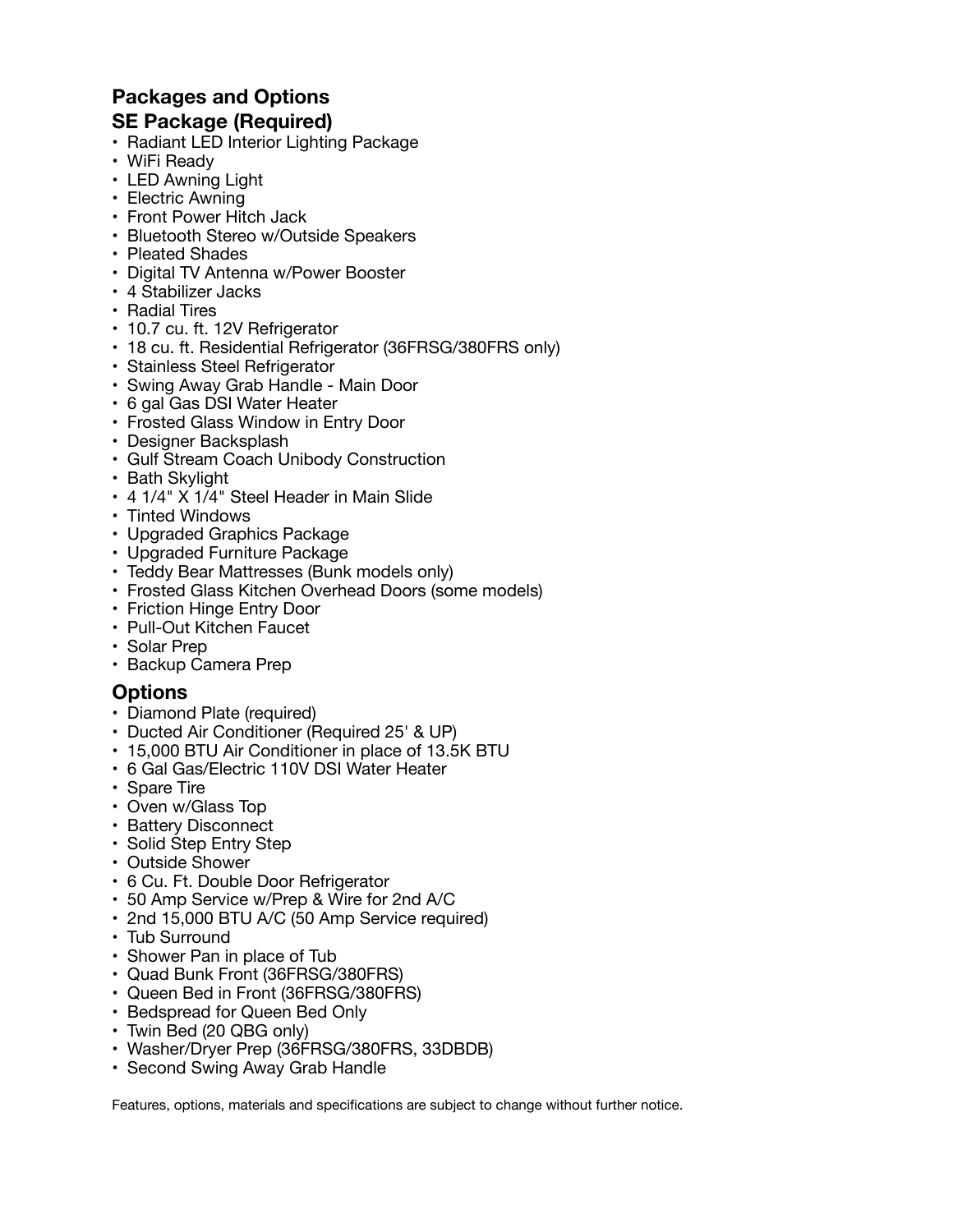## Packages and Options

### SE Package (Required)

- Radiant LED Interior Lighting Package
- WiFi Ready
- LED Awning Light
- Electric Awning
- Front Power Hitch Jack
- Bluetooth Stereo w/Outside Speakers
- Pleated Shades
- Digital TV Antenna w/Power Booster
- 4 Stabilizer Jacks
- Radial Tires
- 10.7 cu. ft. 12V Refrigerator
- 18 cu. ft. Residential Refrigerator (36FRSG/380FRS only)
- Stainless Steel Refrigerator
- Swing Away Grab Handle - Main Door
- 6 gal Gas DSI Water Heater
- Frosted Glass Window in Entry Door
- Designer Backsplash
- Gulf Stream Coach Unibody Construction
- Bath Skylight
- 4 1/4" X 1/4" Steel Header in Main Slide
- Tinted Windows
- Upgraded Graphics Package
- Upgraded Furniture Package
- Teddy Bear Mattresses (Bunk models only)
- Frosted Glass Kitchen Overhead Doors (some models)
- Friction Hinge Entry Door
- Pull-Out Kitchen Faucet
- Solar Prep
- Backup Camera Prep

### Options

- Diamond Plate (required)
- Ducted Air Conditioner (Required 25' & UP)
- 15,000 BTU Air Conditioner in place of 13.5K BTU
- 6 Gal Gas/Electric 110V DSI Water Heater
- Spare Tire
- Oven w/Glass Top
- Battery Disconnect
- Solid Step Entry Step
- Outside Shower
- 6 Cu. Ft. Double Door Refrigerator
- 50 Amp Service w/Prep & Wire for 2nd A/C
- 2nd 15,000 BTU A/C (50 Amp Service required)
- Tub Surround
- Shower Pan in place of Tub
- Quad Bunk Front (36FRSG/380FRS)
- Queen Bed in Front (36FRSG/380FRS)
- Bedspread for Queen Bed Only
- Twin Bed (20 QBG only)
- Washer/Dryer Prep (36FRSG/380FRS, 33DBDB)
- Second Swing Away Grab Handle

Features, options, materials and specifications are subject to change without further notice.